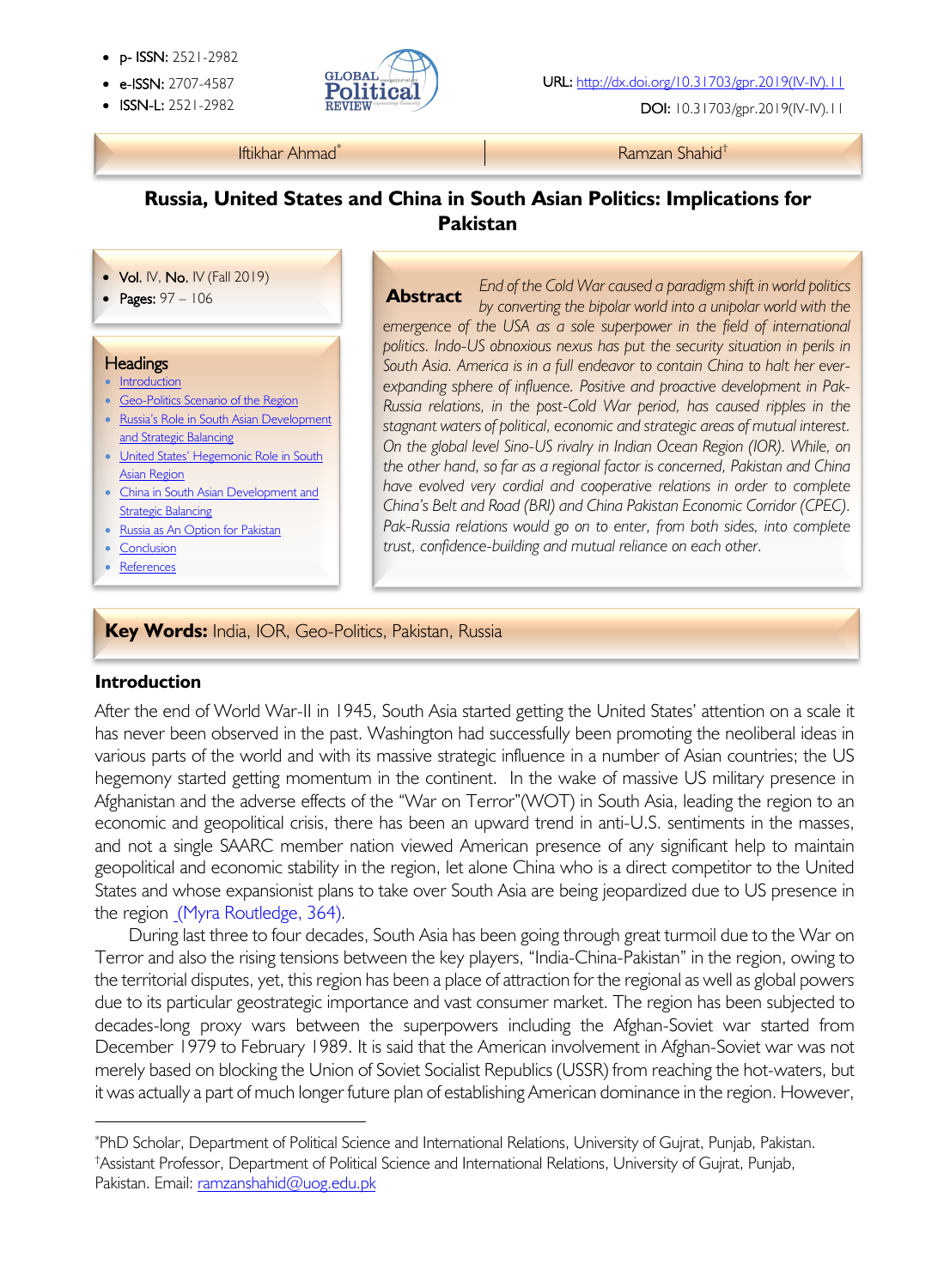- p- ISSN: 2521-2982
- e-ISSN: 2707-4587
- ISSN-L: 2521-2982

URL: http://dx.doi.org/10.31703/gpr.2019(IV-IV).11

DOI: 10.31703/gpr.2019(IV-IV).11

Iftikhar Ahmad[*] | Ramzan Shahid[†]

# Russia, United States and China in South Asian Politics: Implications for Pakistan

- **Vol.** IV, **No.** IV (Fall 2019)
- **Pages:** 97 – 106

**Headings**

- Introduction
- Geo-Politics Scenario of the Region
- Russia's Role in South Asian Development and Strategic Balancing
- United States' Hegemonic Role in South Asian Region
- China in South Asian Development and Strategic Balancing
- Russia as An Option for Pakistan
- Conclusion
- References

**Abstract** *End of the Cold War caused a paradigm shift in world politics by converting the bipolar world into a unipolar world with the emergence of the USA as a sole superpower in the field of international politics. Indo-US obnoxious nexus has put the security situation in perils in South Asia. America is in a full endeavor to contain China to halt her ever-expanding sphere of influence. Positive and proactive development in Pak-Russia relations, in the post-Cold War period, has caused ripples in the stagnant waters of political, economic and strategic areas of mutual interest. On the global level Sino-US rivalry in Indian Ocean Region (IOR). While, on the other hand, so far as a regional factor is concerned, Pakistan and China have evolved very cordial and cooperative relations in order to complete China's Belt and Road (BRI) and China Pakistan Economic Corridor (CPEC). Pak-Russia relations would go on to enter, from both sides, into complete trust, confidence-building and mutual reliance on each other.*

**Key Words:** India, IOR, Geo-Politics, Pakistan, Russia

## Introduction

After the end of World War-II in 1945, South Asia started getting the United States' attention on a scale it has never been observed in the past. Washington had successfully been promoting the neoliberal ideas in various parts of the world and with its massive strategic influence in a number of Asian countries; the US hegemony started getting momentum in the continent. In the wake of massive US military presence in Afghanistan and the adverse effects of the "War on Terror"(WOT) in South Asia, leading the region to an economic and geopolitical crisis, there has been an upward trend in anti-U.S. sentiments in the masses, and not a single SAARC member nation viewed American presence of any significant help to maintain geopolitical and economic stability in the region, let alone China who is a direct competitor to the United States and whose expansionist plans to take over South Asia are being jeopardized due to US presence in the region (Myra Routledge, 364).

During last three to four decades, South Asia has been going through great turmoil due to the War on Terror and also the rising tensions between the key players, "India-China-Pakistan" in the region, owing to the territorial disputes, yet, this region has been a place of attraction for the regional as well as global powers due to its particular geostrategic importance and vast consumer market. The region has been subjected to decades-long proxy wars between the superpowers including the Afghan-Soviet war started from December 1979 to February 1989. It is said that the American involvement in Afghan-Soviet war was not merely based on blocking the Union of Soviet Socialist Republics (USSR) from reaching the hot-waters, but it was actually a part of much longer future plan of establishing American dominance in the region. However,

---

[*] PhD Scholar, Department of Political Science and International Relations, University of Gujrat, Punjab, Pakistan.

[†] Assistant Professor, Department of Political Science and International Relations, University of Gujrat, Punjab, Pakistan. Email: ramzanshahid@uog.edu.pk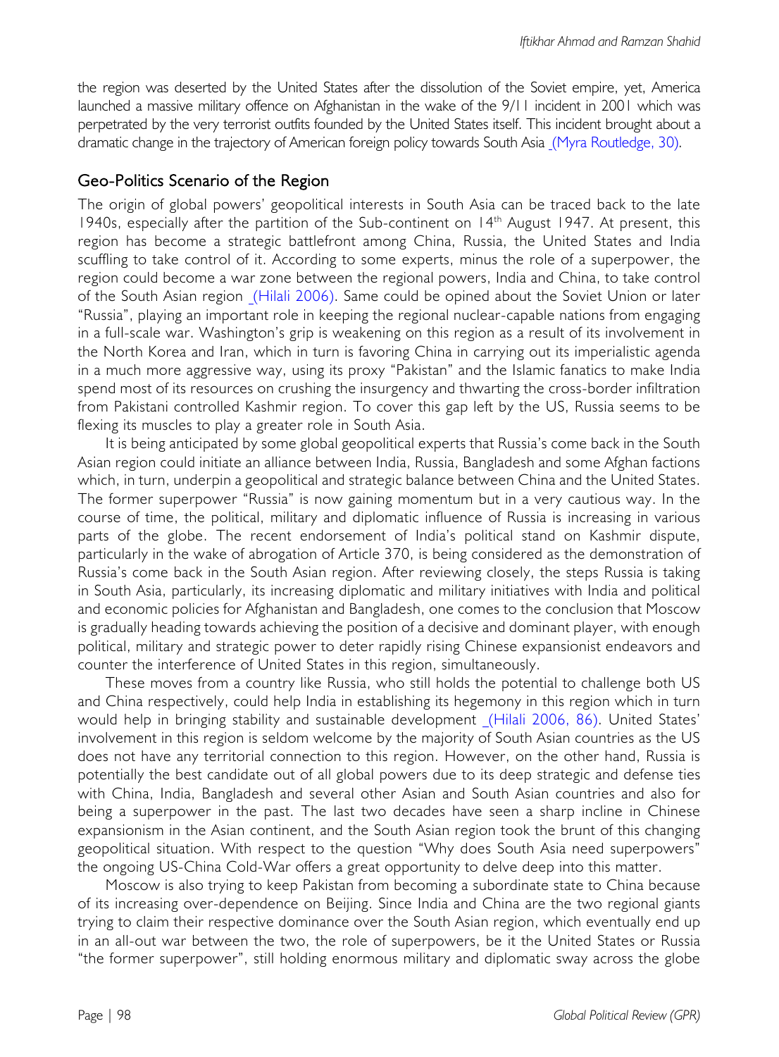the region was deserted by the United States after the dissolution of the Soviet empire, yet, America launched a massive military offence on Afghanistan in the wake of the 9/11 incident in 2001 which was perpetrated by the very terrorist outfits founded by the United States itself. This incident brought about a dramatic change in the trajectory of American foreign policy towards South Asia (Myra Routledge, 30).

## Geo-Politics Scenario of the Region

The origin of global powers' geopolitical interests in South Asia can be traced back to the late 1940s, especially after the partition of the Sub-continent on 14th August 1947. At present, this region has become a strategic battlefront among China, Russia, the United States and India scuffling to take control of it. According to some experts, minus the role of a superpower, the region could become a war zone between the regional powers, India and China, to take control of the South Asian region (Hilali 2006). Same could be opined about the Soviet Union or later "Russia", playing an important role in keeping the regional nuclear-capable nations from engaging in a full-scale war. Washington's grip is weakening on this region as a result of its involvement in the North Korea and Iran, which in turn is favoring China in carrying out its imperialistic agenda in a much more aggressive way, using its proxy "Pakistan" and the Islamic fanatics to make India spend most of its resources on crushing the insurgency and thwarting the cross-border infiltration from Pakistani controlled Kashmir region. To cover this gap left by the US, Russia seems to be flexing its muscles to play a greater role in South Asia.

It is being anticipated by some global geopolitical experts that Russia's come back in the South Asian region could initiate an alliance between India, Russia, Bangladesh and some Afghan factions which, in turn, underpin a geopolitical and strategic balance between China and the United States. The former superpower "Russia" is now gaining momentum but in a very cautious way. In the course of time, the political, military and diplomatic influence of Russia is increasing in various parts of the globe. The recent endorsement of India's political stand on Kashmir dispute, particularly in the wake of abrogation of Article 370, is being considered as the demonstration of Russia's come back in the South Asian region. After reviewing closely, the steps Russia is taking in South Asia, particularly, its increasing diplomatic and military initiatives with India and political and economic policies for Afghanistan and Bangladesh, one comes to the conclusion that Moscow is gradually heading towards achieving the position of a decisive and dominant player, with enough political, military and strategic power to deter rapidly rising Chinese expansionist endeavors and counter the interference of United States in this region, simultaneously.

These moves from a country like Russia, who still holds the potential to challenge both US and China respectively, could help India in establishing its hegemony in this region which in turn would help in bringing stability and sustainable development (Hilali 2006, 86). United States' involvement in this region is seldom welcome by the majority of South Asian countries as the US does not have any territorial connection to this region. However, on the other hand, Russia is potentially the best candidate out of all global powers due to its deep strategic and defense ties with China, India, Bangladesh and several other Asian and South Asian countries and also for being a superpower in the past. The last two decades have seen a sharp incline in Chinese expansionism in the Asian continent, and the South Asian region took the brunt of this changing geopolitical situation. With respect to the question "Why does South Asia need superpowers" the ongoing US-China Cold-War offers a great opportunity to delve deep into this matter.

Moscow is also trying to keep Pakistan from becoming a subordinate state to China because of its increasing over-dependence on Beijing. Since India and China are the two regional giants trying to claim their respective dominance over the South Asian region, which eventually end up in an all-out war between the two, the role of superpowers, be it the United States or Russia "the former superpower", still holding enormous military and diplomatic sway across the globe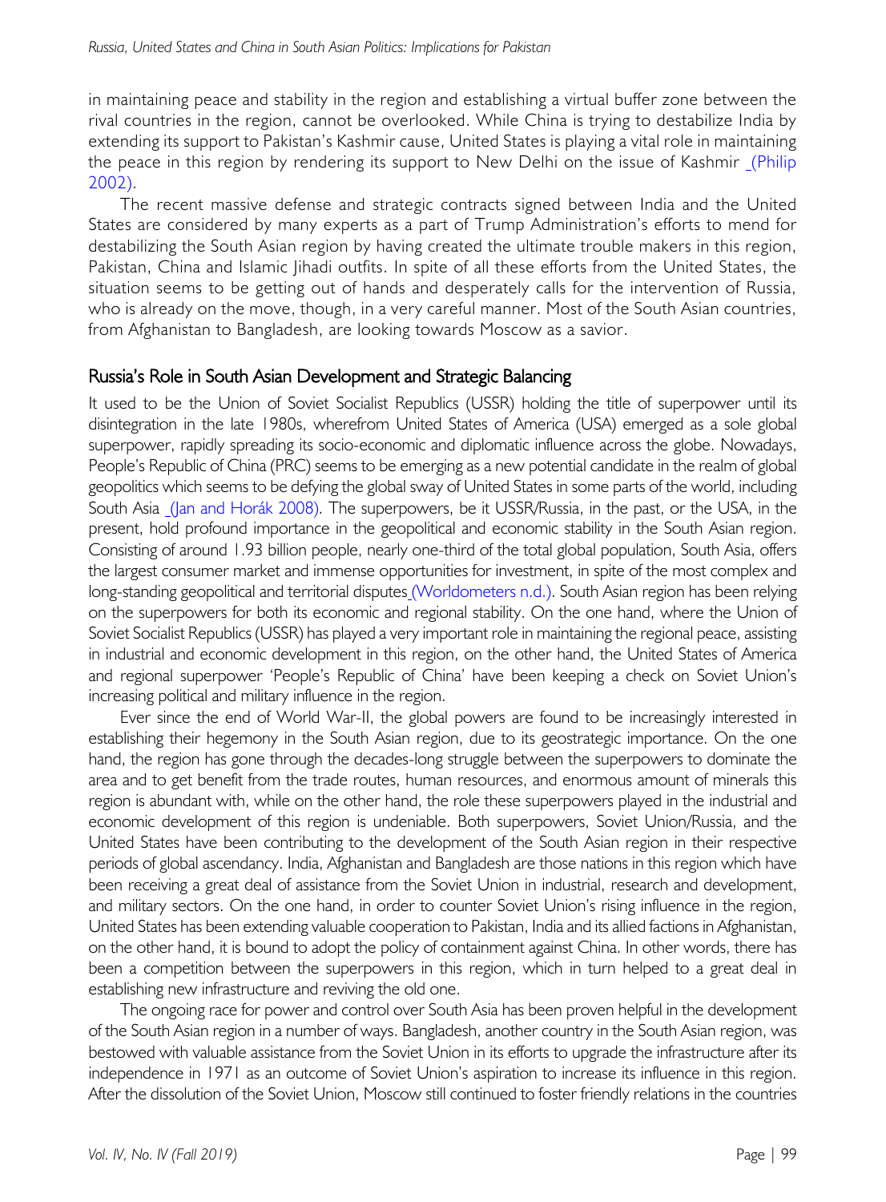in maintaining peace and stability in the region and establishing a virtual buffer zone between the rival countries in the region, cannot be overlooked. While China is trying to destabilize India by extending its support to Pakistan's Kashmir cause, United States is playing a vital role in maintaining the peace in this region by rendering its support to New Delhi on the issue of Kashmir (Philip 2002).

The recent massive defense and strategic contracts signed between India and the United States are considered by many experts as a part of Trump Administration's efforts to mend for destabilizing the South Asian region by having created the ultimate trouble makers in this region, Pakistan, China and Islamic Jihadi outfits. In spite of all these efforts from the United States, the situation seems to be getting out of hands and desperately calls for the intervention of Russia, who is already on the move, though, in a very careful manner. Most of the South Asian countries, from Afghanistan to Bangladesh, are looking towards Moscow as a savior.

## Russia's Role in South Asian Development and Strategic Balancing

It used to be the Union of Soviet Socialist Republics (USSR) holding the title of superpower until its disintegration in the late 1980s, wherefrom United States of America (USA) emerged as a sole global superpower, rapidly spreading its socio-economic and diplomatic influence across the globe. Nowadays, People's Republic of China (PRC) seems to be emerging as a new potential candidate in the realm of global geopolitics which seems to be defying the global sway of United States in some parts of the world, including South Asia (Jan and Horák 2008). The superpowers, be it USSR/Russia, in the past, or the USA, in the present, hold profound importance in the geopolitical and economic stability in the South Asian region. Consisting of around 1.93 billion people, nearly one-third of the total global population, South Asia, offers the largest consumer market and immense opportunities for investment, in spite of the most complex and long-standing geopolitical and territorial disputes (Worldometers n.d.). South Asian region has been relying on the superpowers for both its economic and regional stability. On the one hand, where the Union of Soviet Socialist Republics (USSR) has played a very important role in maintaining the regional peace, assisting in industrial and economic development in this region, on the other hand, the United States of America and regional superpower 'People's Republic of China' have been keeping a check on Soviet Union's increasing political and military influence in the region.

Ever since the end of World War-II, the global powers are found to be increasingly interested in establishing their hegemony in the South Asian region, due to its geostrategic importance. On the one hand, the region has gone through the decades-long struggle between the superpowers to dominate the area and to get benefit from the trade routes, human resources, and enormous amount of minerals this region is abundant with, while on the other hand, the role these superpowers played in the industrial and economic development of this region is undeniable. Both superpowers, Soviet Union/Russia, and the United States have been contributing to the development of the South Asian region in their respective periods of global ascendancy. India, Afghanistan and Bangladesh are those nations in this region which have been receiving a great deal of assistance from the Soviet Union in industrial, research and development, and military sectors. On the one hand, in order to counter Soviet Union's rising influence in the region, United States has been extending valuable cooperation to Pakistan, India and its allied factions in Afghanistan, on the other hand, it is bound to adopt the policy of containment against China. In other words, there has been a competition between the superpowers in this region, which in turn helped to a great deal in establishing new infrastructure and reviving the old one.

The ongoing race for power and control over South Asia has been proven helpful in the development of the South Asian region in a number of ways. Bangladesh, another country in the South Asian region, was bestowed with valuable assistance from the Soviet Union in its efforts to upgrade the infrastructure after its independence in 1971 as an outcome of Soviet Union's aspiration to increase its influence in this region. After the dissolution of the Soviet Union, Moscow still continued to foster friendly relations in the countries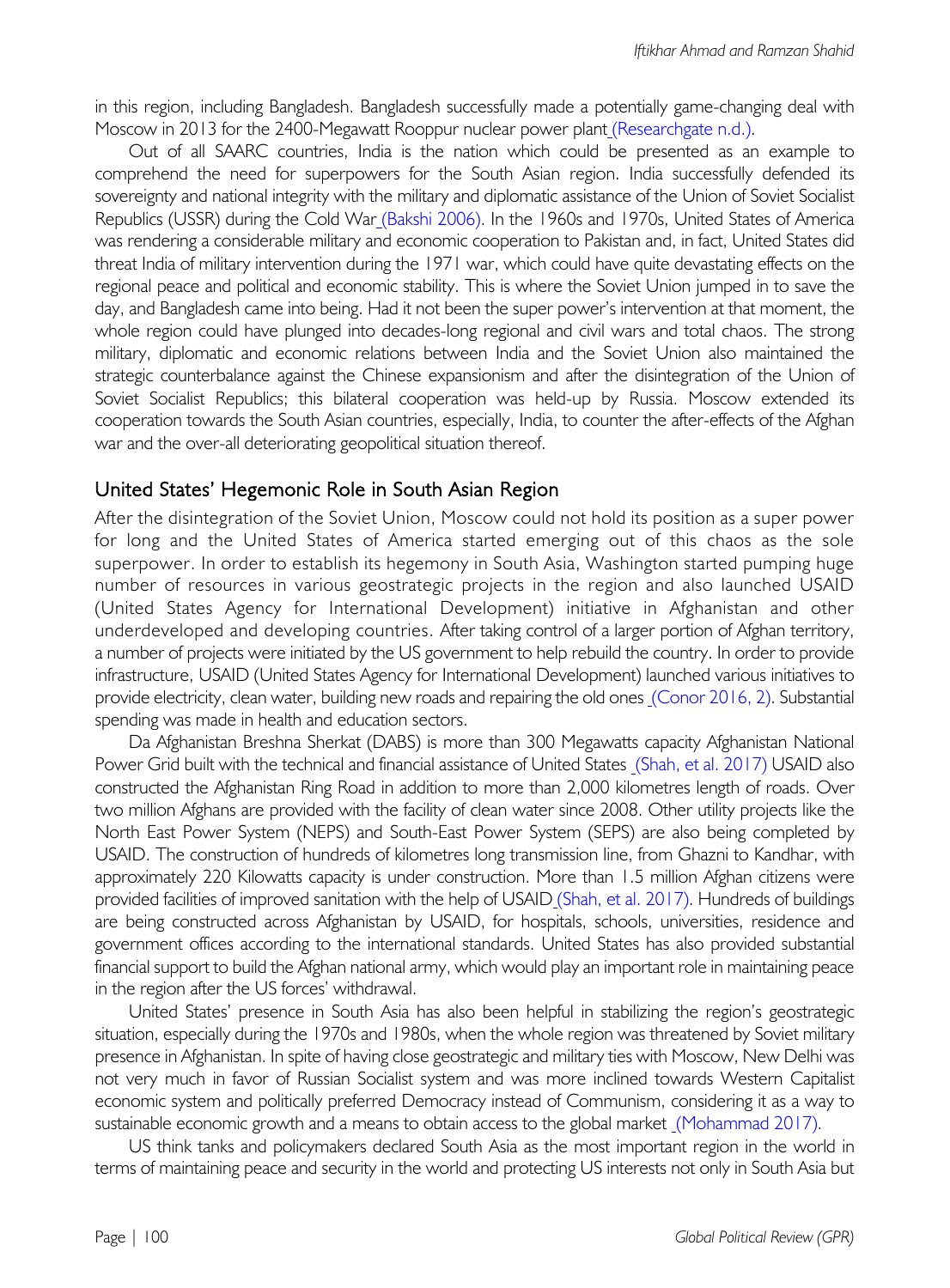in this region, including Bangladesh. Bangladesh successfully made a potentially game-changing deal with Moscow in 2013 for the 2400-Megawatt Rooppur nuclear power plant (Researchgate n.d.).

Out of all SAARC countries, India is the nation which could be presented as an example to comprehend the need for superpowers for the South Asian region. India successfully defended its sovereignty and national integrity with the military and diplomatic assistance of the Union of Soviet Socialist Republics (USSR) during the Cold War (Bakshi 2006). In the 1960s and 1970s, United States of America was rendering a considerable military and economic cooperation to Pakistan and, in fact, United States did threat India of military intervention during the 1971 war, which could have quite devastating effects on the regional peace and political and economic stability. This is where the Soviet Union jumped in to save the day, and Bangladesh came into being. Had it not been the super power's intervention at that moment, the whole region could have plunged into decades-long regional and civil wars and total chaos. The strong military, diplomatic and economic relations between India and the Soviet Union also maintained the strategic counterbalance against the Chinese expansionism and after the disintegration of the Union of Soviet Socialist Republics; this bilateral cooperation was held-up by Russia. Moscow extended its cooperation towards the South Asian countries, especially, India, to counter the after-effects of the Afghan war and the over-all deteriorating geopolitical situation thereof.

## United States' Hegemonic Role in South Asian Region

After the disintegration of the Soviet Union, Moscow could not hold its position as a super power for long and the United States of America started emerging out of this chaos as the sole superpower. In order to establish its hegemony in South Asia, Washington started pumping huge number of resources in various geostrategic projects in the region and also launched USAID (United States Agency for International Development) initiative in Afghanistan and other underdeveloped and developing countries. After taking control of a larger portion of Afghan territory, a number of projects were initiated by the US government to help rebuild the country. In order to provide infrastructure, USAID (United States Agency for International Development) launched various initiatives to provide electricity, clean water, building new roads and repairing the old ones (Conor 2016, 2). Substantial spending was made in health and education sectors.

Da Afghanistan Breshna Sherkat (DABS) is more than 300 Megawatts capacity Afghanistan National Power Grid built with the technical and financial assistance of United States (Shah, et al. 2017) USAID also constructed the Afghanistan Ring Road in addition to more than 2,000 kilometres length of roads. Over two million Afghans are provided with the facility of clean water since 2008. Other utility projects like the North East Power System (NEPS) and South-East Power System (SEPS) are also being completed by USAID. The construction of hundreds of kilometres long transmission line, from Ghazni to Kandhar, with approximately 220 Kilowatts capacity is under construction. More than 1.5 million Afghan citizens were provided facilities of improved sanitation with the help of USAID (Shah, et al. 2017). Hundreds of buildings are being constructed across Afghanistan by USAID, for hospitals, schools, universities, residence and government offices according to the international standards. United States has also provided substantial financial support to build the Afghan national army, which would play an important role in maintaining peace in the region after the US forces' withdrawal.

United States' presence in South Asia has also been helpful in stabilizing the region's geostrategic situation, especially during the 1970s and 1980s, when the whole region was threatened by Soviet military presence in Afghanistan. In spite of having close geostrategic and military ties with Moscow, New Delhi was not very much in favor of Russian Socialist system and was more inclined towards Western Capitalist economic system and politically preferred Democracy instead of Communism, considering it as a way to sustainable economic growth and a means to obtain access to the global market (Mohammad 2017).

US think tanks and policymakers declared South Asia as the most important region in the world in terms of maintaining peace and security in the world and protecting US interests not only in South Asia but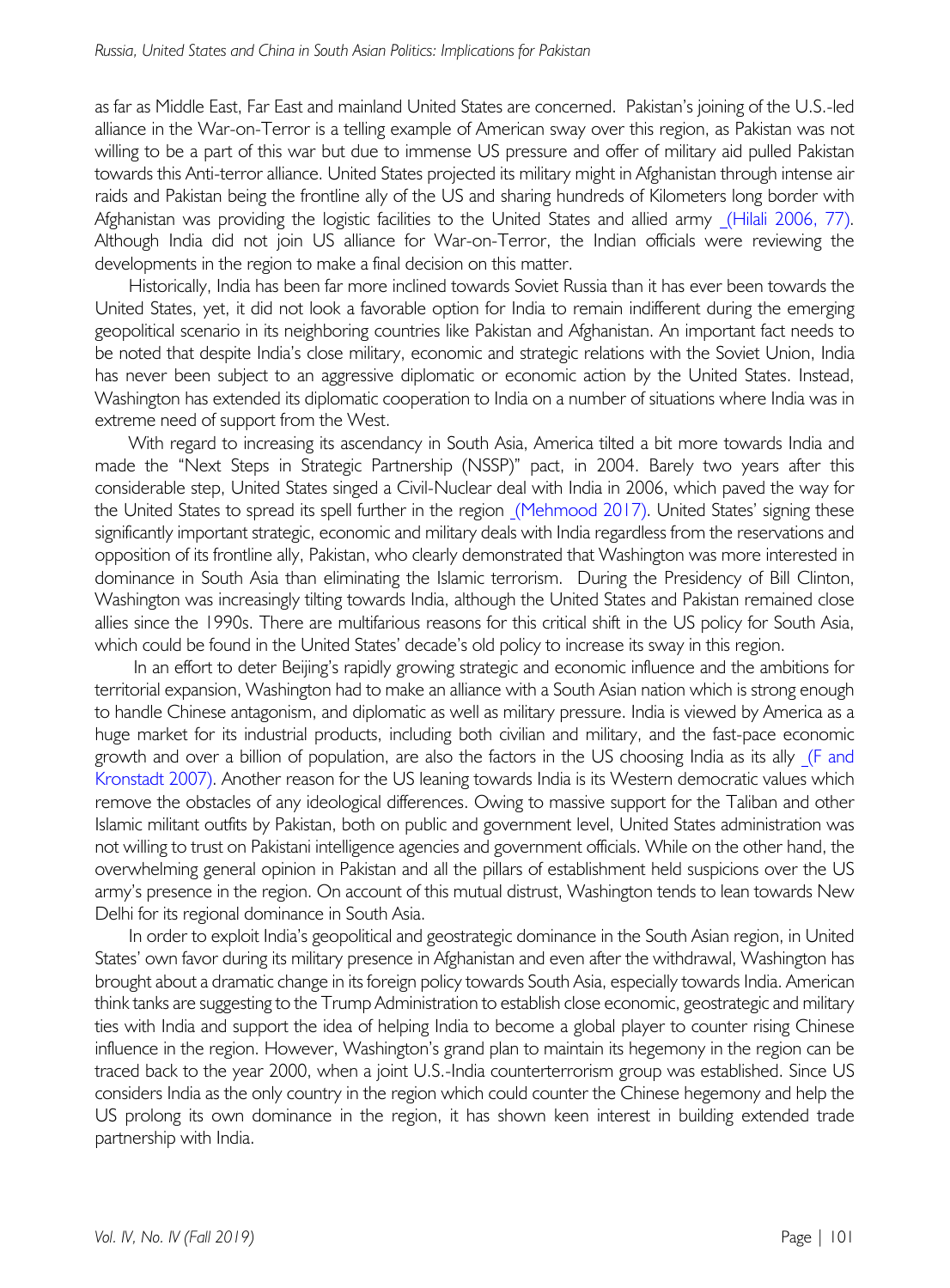as far as Middle East, Far East and mainland United States are concerned. Pakistan's joining of the U.S.-led alliance in the War-on-Terror is a telling example of American sway over this region, as Pakistan was not willing to be a part of this war but due to immense US pressure and offer of military aid pulled Pakistan towards this Anti-terror alliance. United States projected its military might in Afghanistan through intense air raids and Pakistan being the frontline ally of the US and sharing hundreds of Kilometers long border with Afghanistan was providing the logistic facilities to the United States and allied army (Hilali 2006, 77). Although India did not join US alliance for War-on-Terror, the Indian officials were reviewing the developments in the region to make a final decision on this matter.

Historically, India has been far more inclined towards Soviet Russia than it has ever been towards the United States, yet, it did not look a favorable option for India to remain indifferent during the emerging geopolitical scenario in its neighboring countries like Pakistan and Afghanistan. An important fact needs to be noted that despite India's close military, economic and strategic relations with the Soviet Union, India has never been subject to an aggressive diplomatic or economic action by the United States. Instead, Washington has extended its diplomatic cooperation to India on a number of situations where India was in extreme need of support from the West.

With regard to increasing its ascendancy in South Asia, America tilted a bit more towards India and made the "Next Steps in Strategic Partnership (NSSP)" pact, in 2004. Barely two years after this considerable step, United States singed a Civil-Nuclear deal with India in 2006, which paved the way for the United States to spread its spell further in the region (Mehmood 2017). United States' signing these significantly important strategic, economic and military deals with India regardless from the reservations and opposition of its frontline ally, Pakistan, who clearly demonstrated that Washington was more interested in dominance in South Asia than eliminating the Islamic terrorism. During the Presidency of Bill Clinton, Washington was increasingly tilting towards India, although the United States and Pakistan remained close allies since the 1990s. There are multifarious reasons for this critical shift in the US policy for South Asia, which could be found in the United States' decade's old policy to increase its sway in this region.

In an effort to deter Beijing's rapidly growing strategic and economic influence and the ambitions for territorial expansion, Washington had to make an alliance with a South Asian nation which is strong enough to handle Chinese antagonism, and diplomatic as well as military pressure. India is viewed by America as a huge market for its industrial products, including both civilian and military, and the fast-pace economic growth and over a billion of population, are also the factors in the US choosing India as its ally (F and Kronstadt 2007). Another reason for the US leaning towards India is its Western democratic values which remove the obstacles of any ideological differences. Owing to massive support for the Taliban and other Islamic militant outfits by Pakistan, both on public and government level, United States administration was not willing to trust on Pakistani intelligence agencies and government officials. While on the other hand, the overwhelming general opinion in Pakistan and all the pillars of establishment held suspicions over the US army's presence in the region. On account of this mutual distrust, Washington tends to lean towards New Delhi for its regional dominance in South Asia.

In order to exploit India's geopolitical and geostrategic dominance in the South Asian region, in United States' own favor during its military presence in Afghanistan and even after the withdrawal, Washington has brought about a dramatic change in its foreign policy towards South Asia, especially towards India. American think tanks are suggesting to the Trump Administration to establish close economic, geostrategic and military ties with India and support the idea of helping India to become a global player to counter rising Chinese influence in the region. However, Washington's grand plan to maintain its hegemony in the region can be traced back to the year 2000, when a joint U.S.-India counterterrorism group was established. Since US considers India as the only country in the region which could counter the Chinese hegemony and help the US prolong its own dominance in the region, it has shown keen interest in building extended trade partnership with India.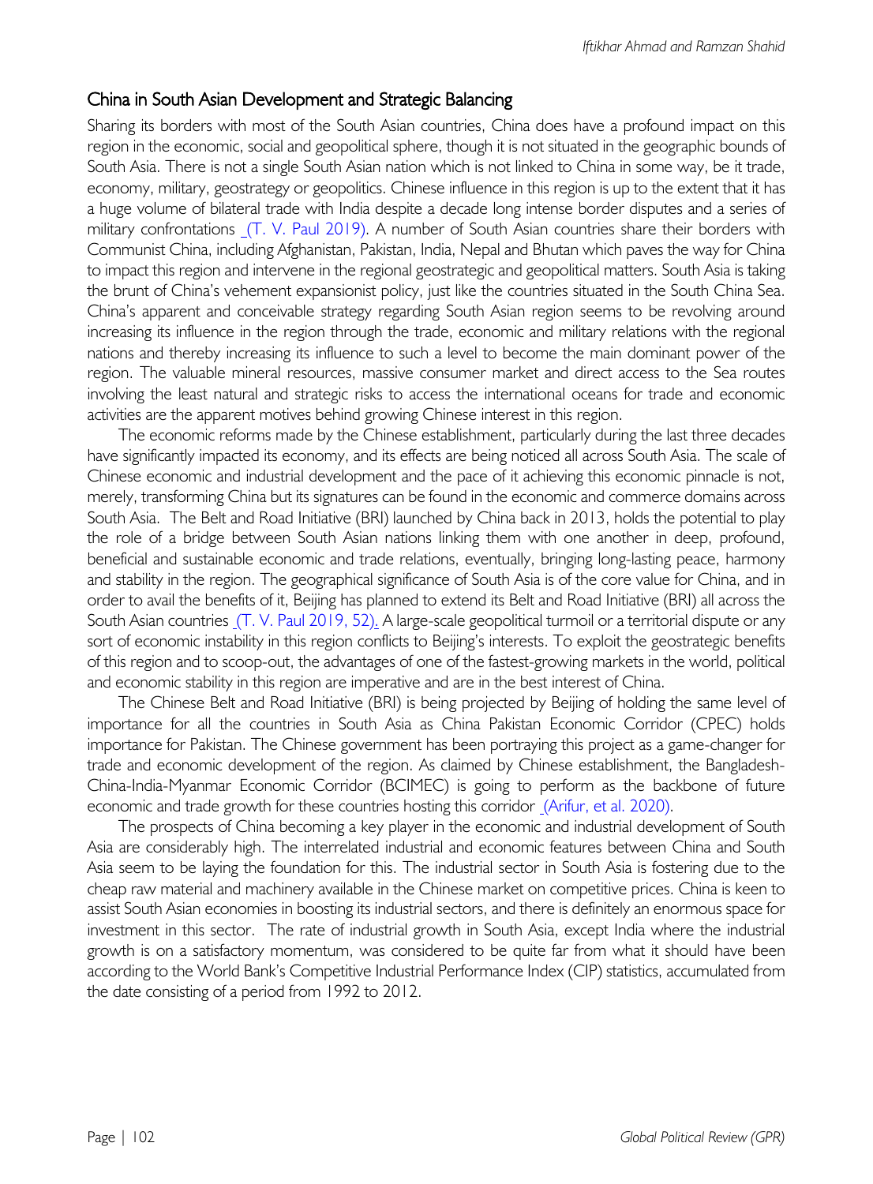## China in South Asian Development and Strategic Balancing

Sharing its borders with most of the South Asian countries, China does have a profound impact on this region in the economic, social and geopolitical sphere, though it is not situated in the geographic bounds of South Asia. There is not a single South Asian nation which is not linked to China in some way, be it trade, economy, military, geostrategy or geopolitics. Chinese influence in this region is up to the extent that it has a huge volume of bilateral trade with India despite a decade long intense border disputes and a series of military confrontations (T. V. Paul 2019). A number of South Asian countries share their borders with Communist China, including Afghanistan, Pakistan, India, Nepal and Bhutan which paves the way for China to impact this region and intervene in the regional geostrategic and geopolitical matters. South Asia is taking the brunt of China's vehement expansionist policy, just like the countries situated in the South China Sea. China's apparent and conceivable strategy regarding South Asian region seems to be revolving around increasing its influence in the region through the trade, economic and military relations with the regional nations and thereby increasing its influence to such a level to become the main dominant power of the region. The valuable mineral resources, massive consumer market and direct access to the Sea routes involving the least natural and strategic risks to access the international oceans for trade and economic activities are the apparent motives behind growing Chinese interest in this region.

The economic reforms made by the Chinese establishment, particularly during the last three decades have significantly impacted its economy, and its effects are being noticed all across South Asia. The scale of Chinese economic and industrial development and the pace of it achieving this economic pinnacle is not, merely, transforming China but its signatures can be found in the economic and commerce domains across South Asia. The Belt and Road Initiative (BRI) launched by China back in 2013, holds the potential to play the role of a bridge between South Asian nations linking them with one another in deep, profound, beneficial and sustainable economic and trade relations, eventually, bringing long-lasting peace, harmony and stability in the region. The geographical significance of South Asia is of the core value for China, and in order to avail the benefits of it, Beijing has planned to extend its Belt and Road Initiative (BRI) all across the South Asian countries (T. V. Paul 2019, 52). A large-scale geopolitical turmoil or a territorial dispute or any sort of economic instability in this region conflicts to Beijing's interests. To exploit the geostrategic benefits of this region and to scoop-out, the advantages of one of the fastest-growing markets in the world, political and economic stability in this region are imperative and are in the best interest of China.

The Chinese Belt and Road Initiative (BRI) is being projected by Beijing of holding the same level of importance for all the countries in South Asia as China Pakistan Economic Corridor (CPEC) holds importance for Pakistan. The Chinese government has been portraying this project as a game-changer for trade and economic development of the region. As claimed by Chinese establishment, the Bangladesh-China-India-Myanmar Economic Corridor (BCIMEC) is going to perform as the backbone of future economic and trade growth for these countries hosting this corridor (Arifur, et al. 2020).

The prospects of China becoming a key player in the economic and industrial development of South Asia are considerably high. The interrelated industrial and economic features between China and South Asia seem to be laying the foundation for this. The industrial sector in South Asia is fostering due to the cheap raw material and machinery available in the Chinese market on competitive prices. China is keen to assist South Asian economies in boosting its industrial sectors, and there is definitely an enormous space for investment in this sector. The rate of industrial growth in South Asia, except India where the industrial growth is on a satisfactory momentum, was considered to be quite far from what it should have been according to the World Bank's Competitive Industrial Performance Index (CIP) statistics, accumulated from the date consisting of a period from 1992 to 2012.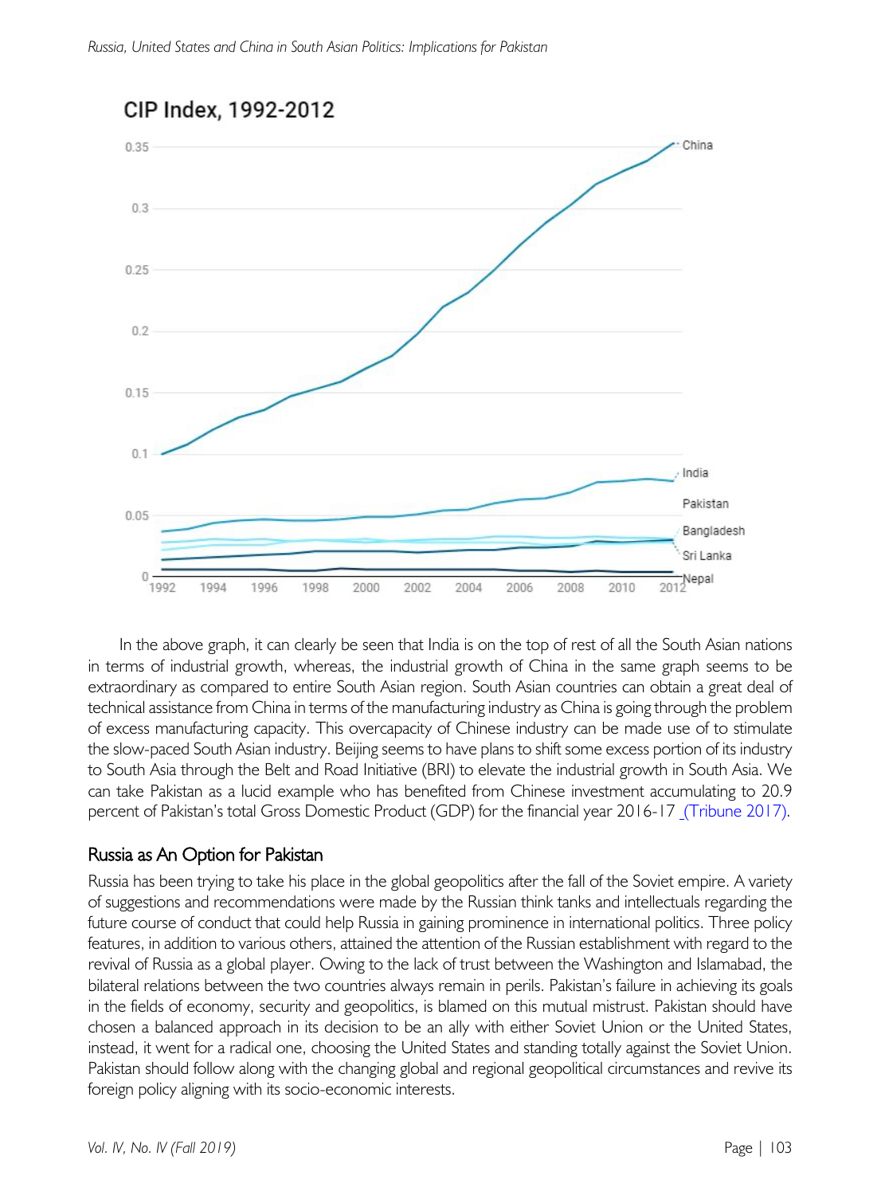CIP Index, 1992-2012

In the above graph, it can clearly be seen that India is on the top of rest of all the South Asian nations in terms of industrial growth, whereas, the industrial growth of China in the same graph seems to be extraordinary as compared to entire South Asian region. South Asian countries can obtain a great deal of technical assistance from China in terms of the manufacturing industry as China is going through the problem of excess manufacturing capacity. This overcapacity of Chinese industry can be made use of to stimulate the slow-paced South Asian industry. Beijing seems to have plans to shift some excess portion of its industry to South Asia through the Belt and Road Initiative (BRI) to elevate the industrial growth in South Asia. We can take Pakistan as a lucid example who has benefited from Chinese investment accumulating to 20.9 percent of Pakistan's total Gross Domestic Product (GDP) for the financial year 2016-17 (Tribune 2017).

## Russia as An Option for Pakistan

Russia has been trying to take his place in the global geopolitics after the fall of the Soviet empire. A variety of suggestions and recommendations were made by the Russian think tanks and intellectuals regarding the future course of conduct that could help Russia in gaining prominence in international politics. Three policy features, in addition to various others, attained the attention of the Russian establishment with regard to the revival of Russia as a global player. Owing to the lack of trust between the Washington and Islamabad, the bilateral relations between the two countries always remain in perils. Pakistan's failure in achieving its goals in the fields of economy, security and geopolitics, is blamed on this mutual mistrust. Pakistan should have chosen a balanced approach in its decision to be an ally with either Soviet Union or the United States, instead, it went for a radical one, choosing the United States and standing totally against the Soviet Union. Pakistan should follow along with the changing global and regional geopolitical circumstances and revive its foreign policy aligning with its socio-economic interests.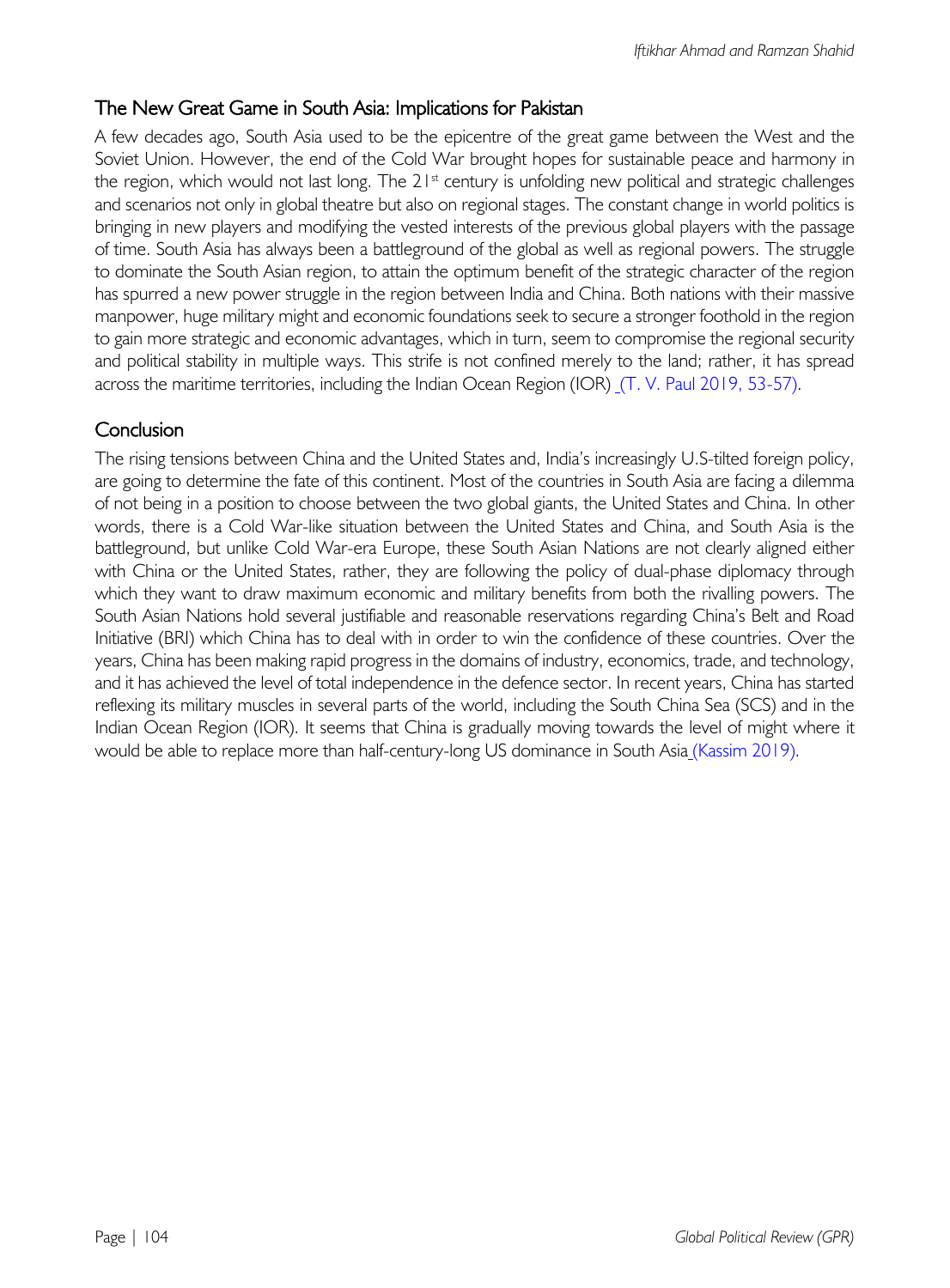## The New Great Game in South Asia: Implications for Pakistan

A few decades ago, South Asia used to be the epicentre of the great game between the West and the Soviet Union. However, the end of the Cold War brought hopes for sustainable peace and harmony in the region, which would not last long. The 21st century is unfolding new political and strategic challenges and scenarios not only in global theatre but also on regional stages. The constant change in world politics is bringing in new players and modifying the vested interests of the previous global players with the passage of time. South Asia has always been a battleground of the global as well as regional powers. The struggle to dominate the South Asian region, to attain the optimum benefit of the strategic character of the region has spurred a new power struggle in the region between India and China. Both nations with their massive manpower, huge military might and economic foundations seek to secure a stronger foothold in the region to gain more strategic and economic advantages, which in turn, seem to compromise the regional security and political stability in multiple ways. This strife is not confined merely to the land; rather, it has spread across the maritime territories, including the Indian Ocean Region (IOR) (T. V. Paul 2019, 53-57).

## Conclusion

The rising tensions between China and the United States and, India's increasingly U.S-tilted foreign policy, are going to determine the fate of this continent. Most of the countries in South Asia are facing a dilemma of not being in a position to choose between the two global giants, the United States and China. In other words, there is a Cold War-like situation between the United States and China, and South Asia is the battleground, but unlike Cold War-era Europe, these South Asian Nations are not clearly aligned either with China or the United States, rather, they are following the policy of dual-phase diplomacy through which they want to draw maximum economic and military benefits from both the rivalling powers. The South Asian Nations hold several justifiable and reasonable reservations regarding China's Belt and Road Initiative (BRI) which China has to deal with in order to win the confidence of these countries. Over the years, China has been making rapid progress in the domains of industry, economics, trade, and technology, and it has achieved the level of total independence in the defence sector. In recent years, China has started reflexing its military muscles in several parts of the world, including the South China Sea (SCS) and in the Indian Ocean Region (IOR). It seems that China is gradually moving towards the level of might where it would be able to replace more than half-century-long US dominance in South Asia (Kassim 2019).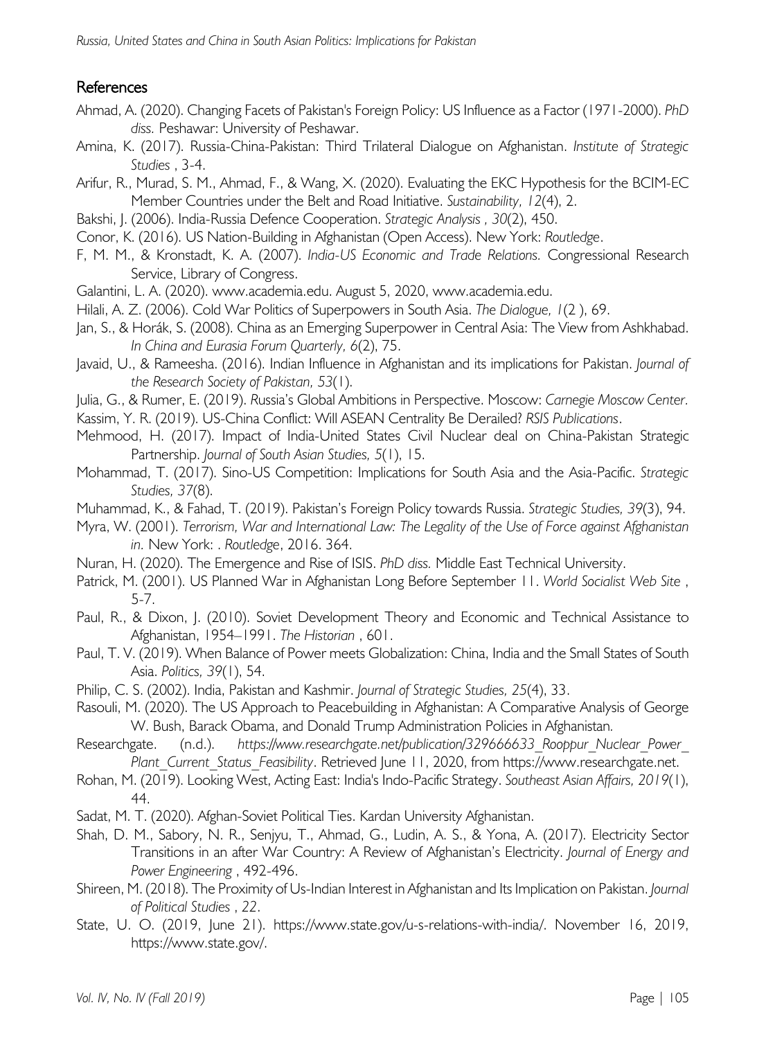## References

Ahmad, A. (2020). Changing Facets of Pakistan's Foreign Policy: US Influence as a Factor (1971-2000). *PhD diss.* Peshawar: University of Peshawar.

Amina, K. (2017). Russia-China-Pakistan: Third Trilateral Dialogue on Afghanistan. *Institute of Strategic Studies* , 3-4.

Arifur, R., Murad, S. M., Ahmad, F., & Wang, X. (2020). Evaluating the EKC Hypothesis for the BCIM-EC Member Countries under the Belt and Road Initiative. *Sustainability, 12*(4), 2.

Bakshi, J. (2006). India-Russia Defence Cooperation. *Strategic Analysis , 30*(2), 450.

Conor, K. (2016). US Nation-Building in Afghanistan (Open Access). New York: *Routledge*.

F, M. M., & Kronstadt, K. A. (2007). *India-US Economic and Trade Relations.* Congressional Research Service, Library of Congress.

Galantini, L. A. (2020). www.academia.edu. August 5, 2020, www.academia.edu.

Hilali, A. Z. (2006). Cold War Politics of Superpowers in South Asia. *The Dialogue, 1*(2 ), 69.

Jan, S., & Horák, S. (2008). China as an Emerging Superpower in Central Asia: The View from Ashkhabad. *In China and Eurasia Forum Quarterly, 6*(2), 75.

Javaid, U., & Rameesha. (2016). Indian Influence in Afghanistan and its implications for Pakistan. *Journal of the Research Society of Pakistan, 53*(1).

Julia, G., & Rumer, E. (2019). Russia's Global Ambitions in Perspective. Moscow: *Carnegie Moscow Center.*

Kassim, Y. R. (2019). US-China Conflict: Will ASEAN Centrality Be Derailed? *RSIS Publications*.

Mehmood, H. (2017). Impact of India-United States Civil Nuclear deal on China-Pakistan Strategic Partnership. *Journal of South Asian Studies, 5*(1), 15.

Mohammad, T. (2017). Sino-US Competition: Implications for South Asia and the Asia-Pacific. *Strategic Studies, 37*(8).

Muhammad, K., & Fahad, T. (2019). Pakistan's Foreign Policy towards Russia. *Strategic Studies, 39*(3), 94.

Myra, W. (2001). *Terrorism, War and International Law: The Legality of the Use of Force against Afghanistan in.* New York: . *Routledge*, 2016. 364.

Nuran, H. (2020). The Emergence and Rise of ISIS. *PhD diss.* Middle East Technical University.

Patrick, M. (2001). US Planned War in Afghanistan Long Before September 11. *World Socialist Web Site* , 5-7.

Paul, R., & Dixon, J. (2010). Soviet Development Theory and Economic and Technical Assistance to Afghanistan, 1954–1991. *The Historian* , 601.

Paul, T. V. (2019). When Balance of Power meets Globalization: China, India and the Small States of South Asia. *Politics, 39*(1), 54.

Philip, C. S. (2002). India, Pakistan and Kashmir. *Journal of Strategic Studies, 25*(4), 33.

Rasouli, M. (2020). The US Approach to Peacebuilding in Afghanistan: A Comparative Analysis of George W. Bush, Barack Obama, and Donald Trump Administration Policies in Afghanistan.

Researchgate. (n.d.). *https://www.researchgate.net/publication/329666633_Rooppur_Nuclear_Power_Plant_Current_Status_Feasibility*. Retrieved June 11, 2020, from https://www.researchgate.net.

Rohan, M. (2019). Looking West, Acting East: India's Indo-Pacific Strategy. *Southeast Asian Affairs, 2019*(1), 44.

Sadat, M. T. (2020). Afghan-Soviet Political Ties. Kardan University Afghanistan.

Shah, D. M., Sabory, N. R., Senjyu, T., Ahmad, G., Ludin, A. S., & Yona, A. (2017). Electricity Sector Transitions in an after War Country: A Review of Afghanistan's Electricity. *Journal of Energy and Power Engineering* , 492-496.

Shireen, M. (2018). The Proximity of Us-Indian Interest in Afghanistan and Its Implication on Pakistan. *Journal of Political Studies* , *22*.

State, U. O. (2019, June 21). https://www.state.gov/u-s-relations-with-india/. November 16, 2019, https://www.state.gov/.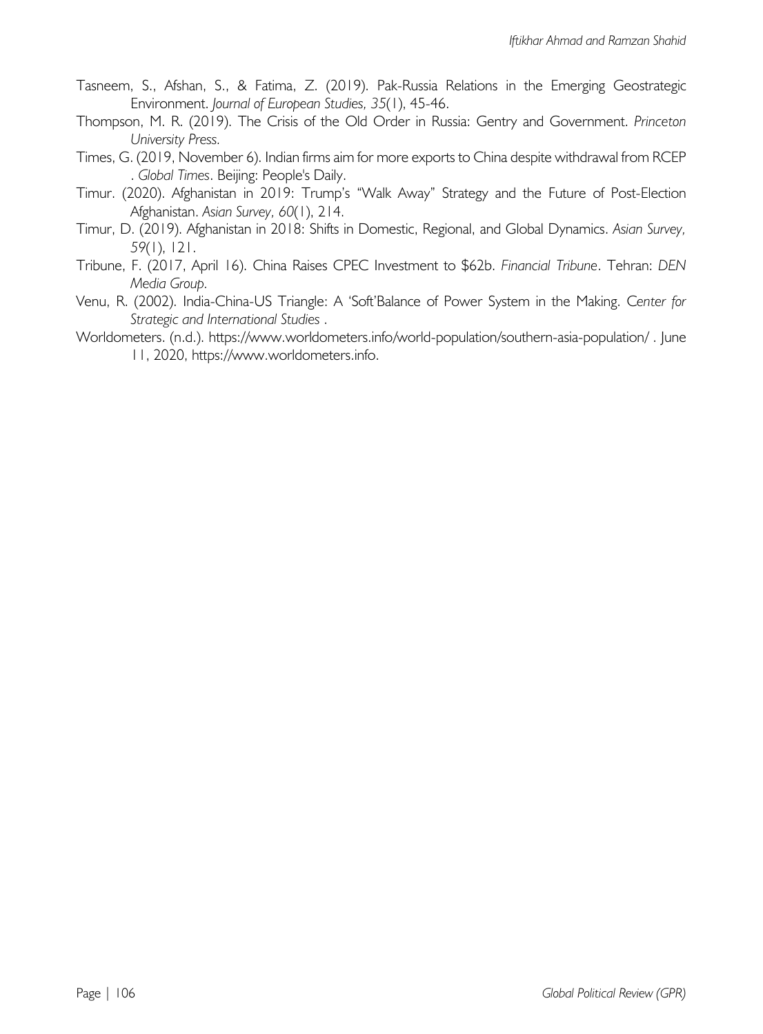Tasneem, S., Afshan, S., & Fatima, Z. (2019). Pak-Russia Relations in the Emerging Geostrategic Environment. *Journal of European Studies, 35*(1), 45-46.

Thompson, M. R. (2019). The Crisis of the Old Order in Russia: Gentry and Government. *Princeton University Press.*

Times, G. (2019, November 6). Indian firms aim for more exports to China despite withdrawal from RCEP . *Global Times*. Beijing: People's Daily.

Timur. (2020). Afghanistan in 2019: Trump's "Walk Away" Strategy and the Future of Post-Election Afghanistan. *Asian Survey, 60*(1), 214.

Timur, D. (2019). Afghanistan in 2018: Shifts in Domestic, Regional, and Global Dynamics. *Asian Survey, 59*(1), 121.

Tribune, F. (2017, April 16). China Raises CPEC Investment to $62b. *Financial Tribune*. Tehran: *DEN Media Group.*

Venu, R. (2002). India-China-US Triangle: A 'Soft'Balance of Power System in the Making. *Center for Strategic and International Studies* .

Worldometers. (n.d.). https://www.worldometers.info/world-population/southern-asia-population/ . June 11, 2020, https://www.worldometers.info.